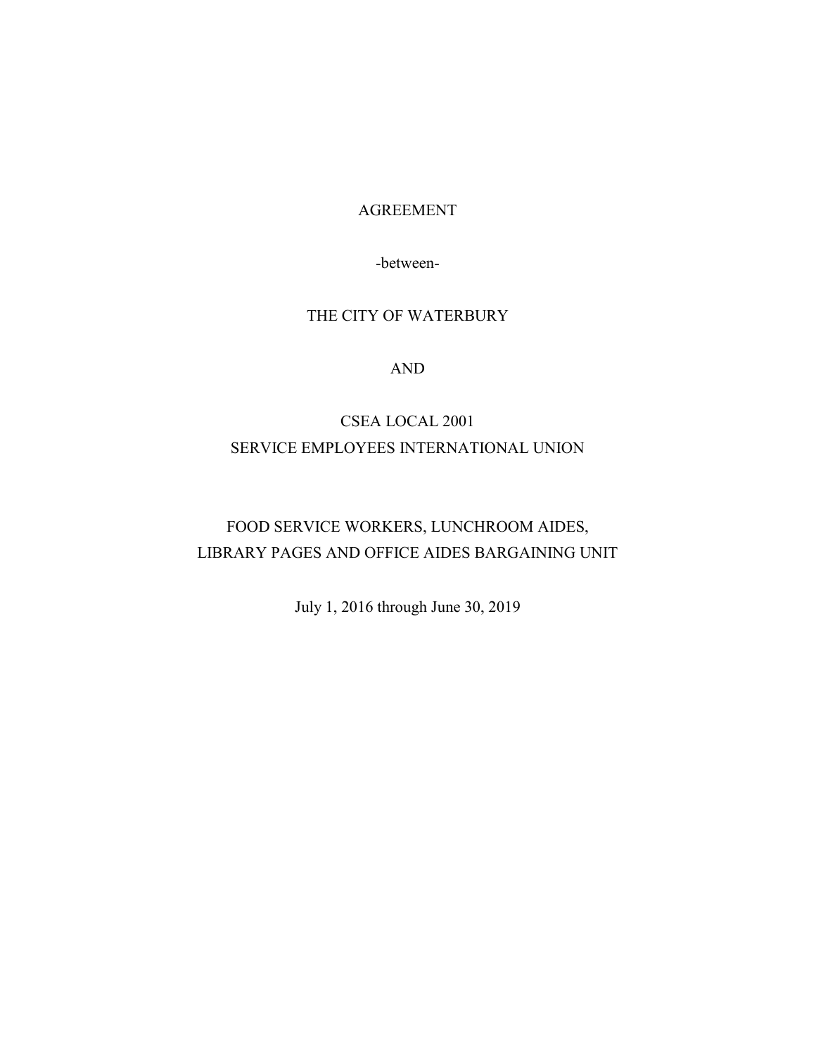# AGREEMENT

-between-

THE CITY OF WATERBURY

AND

CSEA LOCAL 2001
SERVICE EMPLOYEES INTERNATIONAL UNION

FOOD SERVICE WORKERS, LUNCHROOM AIDES,
LIBRARY PAGES AND OFFICE AIDES BARGAINING UNIT

July 1, 2016 through June 30, 2019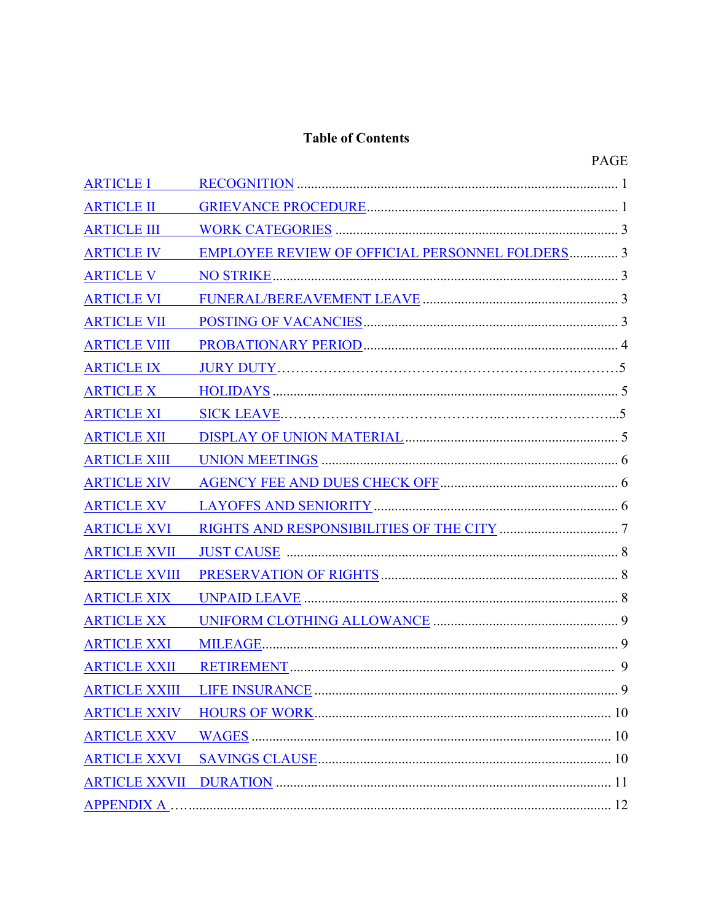# Table of Contents

| | | PAGE |
|---|---|---|
| ARTICLE I | RECOGNITION | 1 |
| ARTICLE II | GRIEVANCE PROCEDURE | 1 |
| ARTICLE III | WORK CATEGORIES | 3 |
| ARTICLE IV | EMPLOYEE REVIEW OF OFFICIAL PERSONNEL FOLDERS | 3 |
| ARTICLE V | NO STRIKE | 3 |
| ARTICLE VI | FUNERAL/BEREAVEMENT LEAVE | 3 |
| ARTICLE VII | POSTING OF VACANCIES | 3 |
| ARTICLE VIII | PROBATIONARY PERIOD | 4 |
| ARTICLE IX | JURY DUTY | 5 |
| ARTICLE X | HOLIDAYS | 5 |
| ARTICLE XI | SICK LEAVE | 5 |
| ARTICLE XII | DISPLAY OF UNION MATERIAL | 5 |
| ARTICLE XIII | UNION MEETINGS | 6 |
| ARTICLE XIV | AGENCY FEE AND DUES CHECK OFF | 6 |
| ARTICLE XV | LAYOFFS AND SENIORITY | 6 |
| ARTICLE XVI | RIGHTS AND RESPONSIBILITIES OF THE CITY | 7 |
| ARTICLE XVII | JUST CAUSE | 8 |
| ARTICLE XVIII | PRESERVATION OF RIGHTS | 8 |
| ARTICLE XIX | UNPAID LEAVE | 8 |
| ARTICLE XX | UNIFORM CLOTHING ALLOWANCE | 9 |
| ARTICLE XXI | MILEAGE | 9 |
| ARTICLE XXII | RETIREMENT | 9 |
| ARTICLE XXIII | LIFE INSURANCE | 9 |
| ARTICLE XXIV | HOURS OF WORK | 10 |
| ARTICLE XXV | WAGES | 10 |
| ARTICLE XXVI | SAVINGS CLAUSE | 10 |
| ARTICLE XXVII | DURATION | 11 |
| APPENDIX A | | 12 |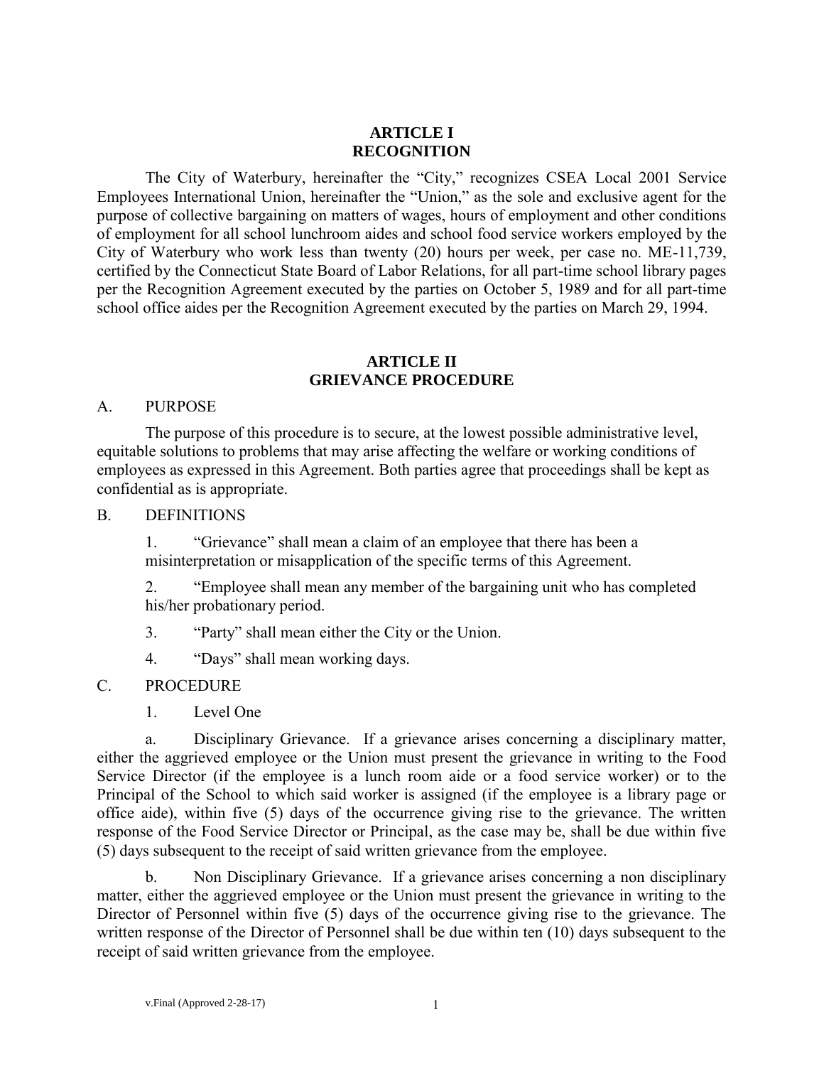# ARTICLE I
# RECOGNITION

The City of Waterbury, hereinafter the "City," recognizes CSEA Local 2001 Service Employees International Union, hereinafter the "Union," as the sole and exclusive agent for the purpose of collective bargaining on matters of wages, hours of employment and other conditions of employment for all school lunchroom aides and school food service workers employed by the City of Waterbury who work less than twenty (20) hours per week, per case no. ME-11,739, certified by the Connecticut State Board of Labor Relations, for all part-time school library pages per the Recognition Agreement executed by the parties on October 5, 1989 and for all part-time school office aides per the Recognition Agreement executed by the parties on March 29, 1994.

# ARTICLE II
# GRIEVANCE PROCEDURE

A. PURPOSE

The purpose of this procedure is to secure, at the lowest possible administrative level, equitable solutions to problems that may arise affecting the welfare or working conditions of employees as expressed in this Agreement. Both parties agree that proceedings shall be kept as confidential as is appropriate.

B. DEFINITIONS

1. "Grievance" shall mean a claim of an employee that there has been a misinterpretation or misapplication of the specific terms of this Agreement.

2. "Employee shall mean any member of the bargaining unit who has completed his/her probationary period.

3. "Party" shall mean either the City or the Union.

4. "Days" shall mean working days.

C. PROCEDURE

1. Level One

a. Disciplinary Grievance. If a grievance arises concerning a disciplinary matter, either the aggrieved employee or the Union must present the grievance in writing to the Food Service Director (if the employee is a lunch room aide or a food service worker) or to the Principal of the School to which said worker is assigned (if the employee is a library page or office aide), within five (5) days of the occurrence giving rise to the grievance. The written response of the Food Service Director or Principal, as the case may be, shall be due within five (5) days subsequent to the receipt of said written grievance from the employee.

b. Non Disciplinary Grievance. If a grievance arises concerning a non disciplinary matter, either the aggrieved employee or the Union must present the grievance in writing to the Director of Personnel within five (5) days of the occurrence giving rise to the grievance. The written response of the Director of Personnel shall be due within ten (10) days subsequent to the receipt of said written grievance from the employee.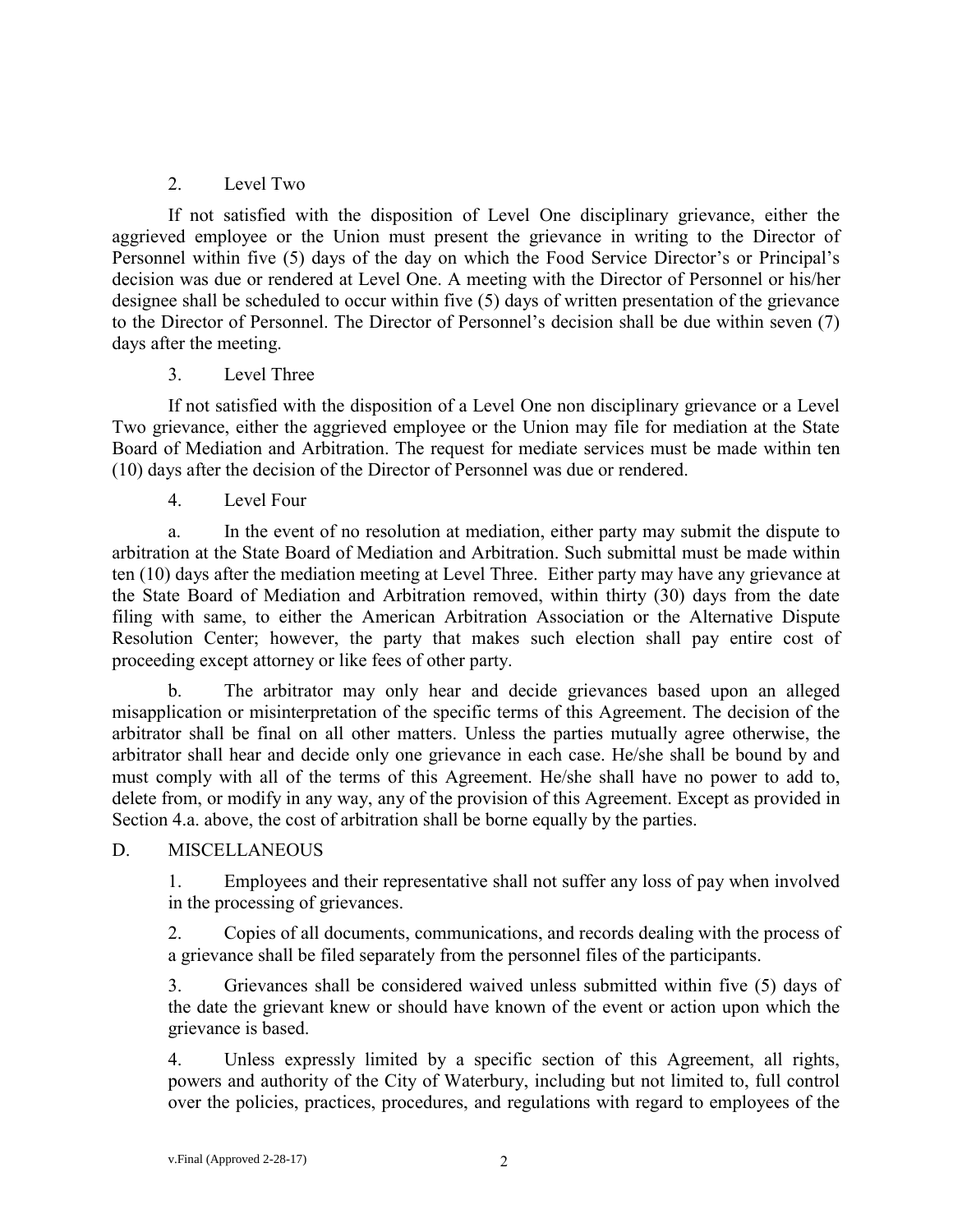2. Level Two

If not satisfied with the disposition of Level One disciplinary grievance, either the aggrieved employee or the Union must present the grievance in writing to the Director of Personnel within five (5) days of the day on which the Food Service Director's or Principal's decision was due or rendered at Level One. A meeting with the Director of Personnel or his/her designee shall be scheduled to occur within five (5) days of written presentation of the grievance to the Director of Personnel. The Director of Personnel's decision shall be due within seven (7) days after the meeting.

3. Level Three

If not satisfied with the disposition of a Level One non disciplinary grievance or a Level Two grievance, either the aggrieved employee or the Union may file for mediation at the State Board of Mediation and Arbitration. The request for mediate services must be made within ten (10) days after the decision of the Director of Personnel was due or rendered.

4. Level Four

a. In the event of no resolution at mediation, either party may submit the dispute to arbitration at the State Board of Mediation and Arbitration. Such submittal must be made within ten (10) days after the mediation meeting at Level Three. Either party may have any grievance at the State Board of Mediation and Arbitration removed, within thirty (30) days from the date filing with same, to either the American Arbitration Association or the Alternative Dispute Resolution Center; however, the party that makes such election shall pay entire cost of proceeding except attorney or like fees of other party.

b. The arbitrator may only hear and decide grievances based upon an alleged misapplication or misinterpretation of the specific terms of this Agreement. The decision of the arbitrator shall be final on all other matters. Unless the parties mutually agree otherwise, the arbitrator shall hear and decide only one grievance in each case. He/she shall be bound by and must comply with all of the terms of this Agreement. He/she shall have no power to add to, delete from, or modify in any way, any of the provision of this Agreement. Except as provided in Section 4.a. above, the cost of arbitration shall be borne equally by the parties.

D. MISCELLANEOUS

1. Employees and their representative shall not suffer any loss of pay when involved in the processing of grievances.

2. Copies of all documents, communications, and records dealing with the process of a grievance shall be filed separately from the personnel files of the participants.

3. Grievances shall be considered waived unless submitted within five (5) days of the date the grievant knew or should have known of the event or action upon which the grievance is based.

4. Unless expressly limited by a specific section of this Agreement, all rights, powers and authority of the City of Waterbury, including but not limited to, full control over the policies, practices, procedures, and regulations with regard to employees of the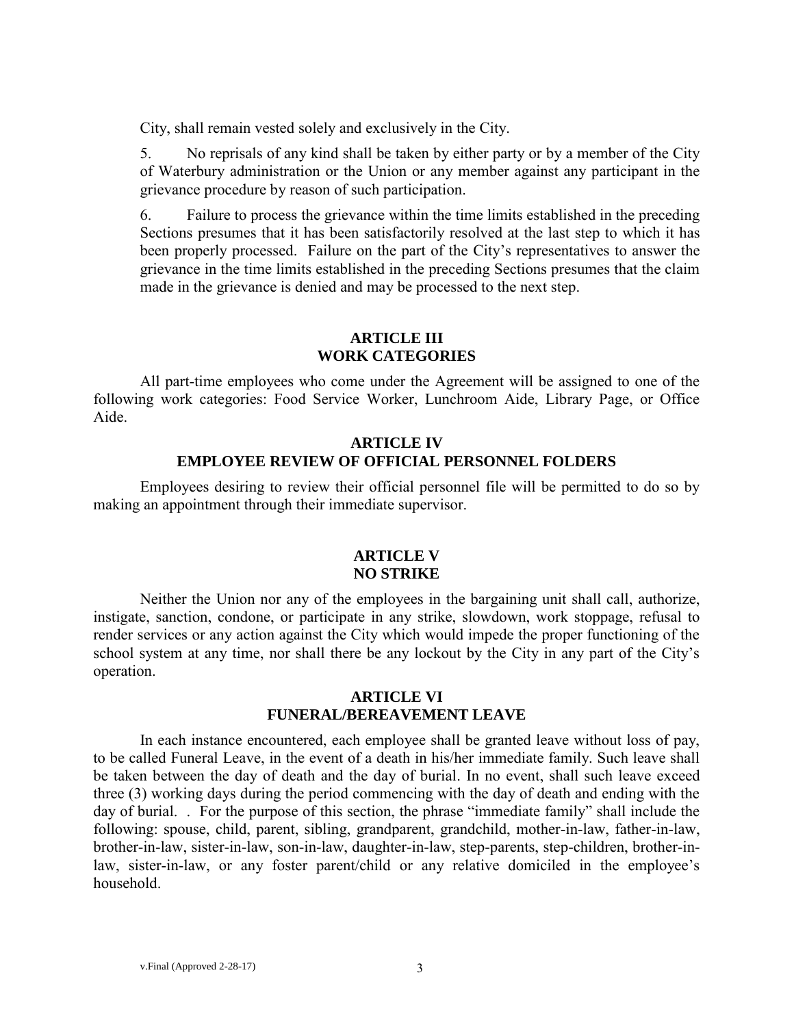City, shall remain vested solely and exclusively in the City.

5. No reprisals of any kind shall be taken by either party or by a member of the City of Waterbury administration or the Union or any member against any participant in the grievance procedure by reason of such participation.

6. Failure to process the grievance within the time limits established in the preceding Sections presumes that it has been satisfactorily resolved at the last step to which it has been properly processed. Failure on the part of the City's representatives to answer the grievance in the time limits established in the preceding Sections presumes that the claim made in the grievance is denied and may be processed to the next step.

## ARTICLE III
## WORK CATEGORIES

All part-time employees who come under the Agreement will be assigned to one of the following work categories: Food Service Worker, Lunchroom Aide, Library Page, or Office Aide.

## ARTICLE IV
## EMPLOYEE REVIEW OF OFFICIAL PERSONNEL FOLDERS

Employees desiring to review their official personnel file will be permitted to do so by making an appointment through their immediate supervisor.

## ARTICLE V
## NO STRIKE

Neither the Union nor any of the employees in the bargaining unit shall call, authorize, instigate, sanction, condone, or participate in any strike, slowdown, work stoppage, refusal to render services or any action against the City which would impede the proper functioning of the school system at any time, nor shall there be any lockout by the City in any part of the City's operation.

## ARTICLE VI
## FUNERAL/BEREAVEMENT LEAVE

In each instance encountered, each employee shall be granted leave without loss of pay, to be called Funeral Leave, in the event of a death in his/her immediate family. Such leave shall be taken between the day of death and the day of burial. In no event, shall such leave exceed three (3) working days during the period commencing with the day of death and ending with the day of burial. . For the purpose of this section, the phrase "immediate family" shall include the following: spouse, child, parent, sibling, grandparent, grandchild, mother-in-law, father-in-law, brother-in-law, sister-in-law, son-in-law, daughter-in-law, step-parents, step-children, brother-in-law, sister-in-law, or any foster parent/child or any relative domiciled in the employee's household.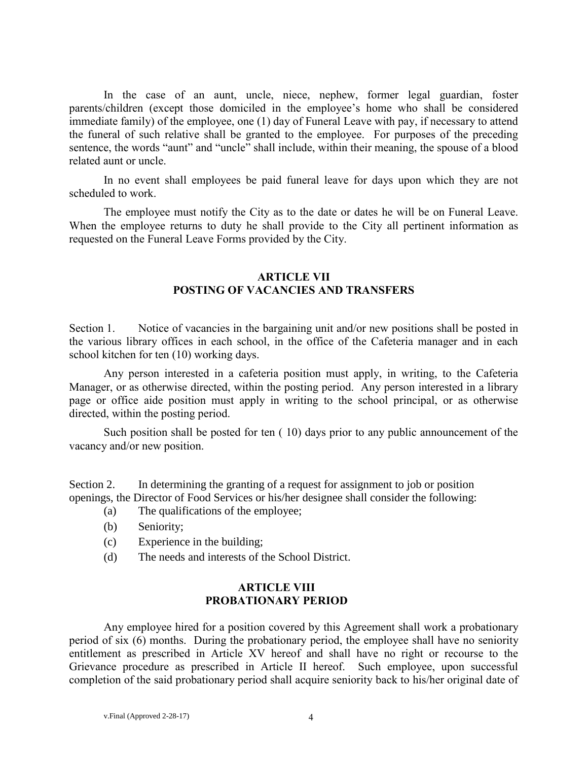In the case of an aunt, uncle, niece, nephew, former legal guardian, foster parents/children (except those domiciled in the employee's home who shall be considered immediate family) of the employee, one (1) day of Funeral Leave with pay, if necessary to attend the funeral of such relative shall be granted to the employee. For purposes of the preceding sentence, the words "aunt" and "uncle" shall include, within their meaning, the spouse of a blood related aunt or uncle.

In no event shall employees be paid funeral leave for days upon which they are not scheduled to work.

The employee must notify the City as to the date or dates he will be on Funeral Leave. When the employee returns to duty he shall provide to the City all pertinent information as requested on the Funeral Leave Forms provided by the City.

## ARTICLE VII
## POSTING OF VACANCIES AND TRANSFERS

Section 1. Notice of vacancies in the bargaining unit and/or new positions shall be posted in the various library offices in each school, in the office of the Cafeteria manager and in each school kitchen for ten (10) working days.

Any person interested in a cafeteria position must apply, in writing, to the Cafeteria Manager, or as otherwise directed, within the posting period. Any person interested in a library page or office aide position must apply in writing to the school principal, or as otherwise directed, within the posting period.

Such position shall be posted for ten ( 10) days prior to any public announcement of the vacancy and/or new position.

Section 2. In determining the granting of a request for assignment to job or position openings, the Director of Food Services or his/her designee shall consider the following:

(a) The qualifications of the employee;

(b) Seniority;

(c) Experience in the building;

(d) The needs and interests of the School District.

## ARTICLE VIII
## PROBATIONARY PERIOD

Any employee hired for a position covered by this Agreement shall work a probationary period of six (6) months. During the probationary period, the employee shall have no seniority entitlement as prescribed in Article XV hereof and shall have no right or recourse to the Grievance procedure as prescribed in Article II hereof. Such employee, upon successful completion of the said probationary period shall acquire seniority back to his/her original date of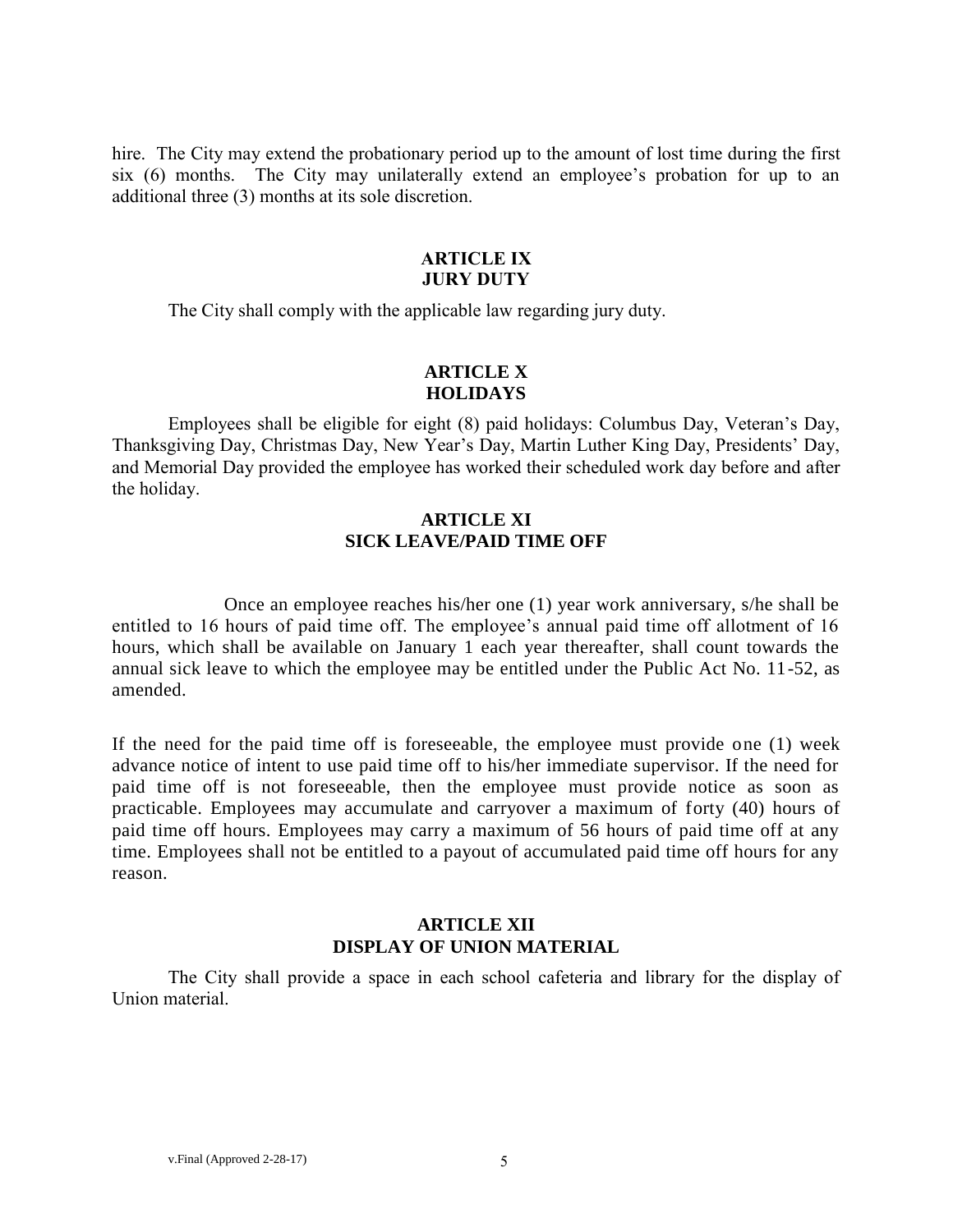hire. The City may extend the probationary period up to the amount of lost time during the first six (6) months. The City may unilaterally extend an employee's probation for up to an additional three (3) months at its sole discretion.

## ARTICLE IX
## JURY DUTY

The City shall comply with the applicable law regarding jury duty.

## ARTICLE X
## HOLIDAYS

Employees shall be eligible for eight (8) paid holidays: Columbus Day, Veteran's Day, Thanksgiving Day, Christmas Day, New Year's Day, Martin Luther King Day, Presidents' Day, and Memorial Day provided the employee has worked their scheduled work day before and after the holiday.

## ARTICLE XI
## SICK LEAVE/PAID TIME OFF

Once an employee reaches his/her one (1) year work anniversary, s/he shall be entitled to 16 hours of paid time off. The employee's annual paid time off allotment of 16 hours, which shall be available on January 1 each year thereafter, shall count towards the annual sick leave to which the employee may be entitled under the Public Act No. 11-52, as amended.

If the need for the paid time off is foreseeable, the employee must provide one (1) week advance notice of intent to use paid time off to his/her immediate supervisor. If the need for paid time off is not foreseeable, then the employee must provide notice as soon as practicable. Employees may accumulate and carryover a maximum of forty (40) hours of paid time off hours. Employees may carry a maximum of 56 hours of paid time off at any time. Employees shall not be entitled to a payout of accumulated paid time off hours for any reason.

## ARTICLE XII
## DISPLAY OF UNION MATERIAL

The City shall provide a space in each school cafeteria and library for the display of Union material.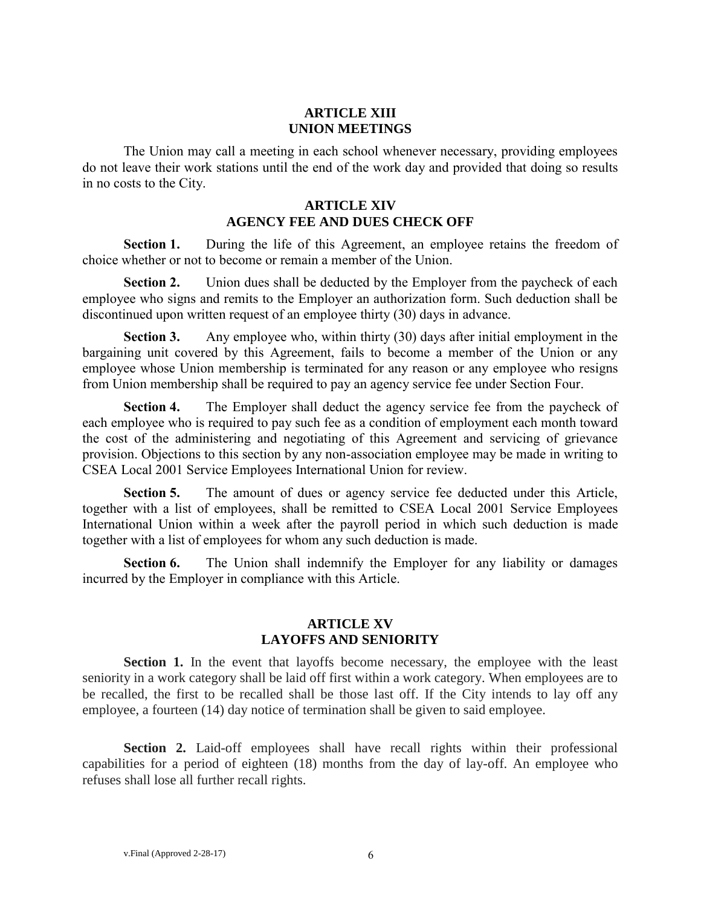## ARTICLE XIII
## UNION MEETINGS

The Union may call a meeting in each school whenever necessary, providing employees do not leave their work stations until the end of the work day and provided that doing so results in no costs to the City.

## ARTICLE XIV
## AGENCY FEE AND DUES CHECK OFF

**Section 1.** During the life of this Agreement, an employee retains the freedom of choice whether or not to become or remain a member of the Union.

**Section 2.** Union dues shall be deducted by the Employer from the paycheck of each employee who signs and remits to the Employer an authorization form. Such deduction shall be discontinued upon written request of an employee thirty (30) days in advance.

**Section 3.** Any employee who, within thirty (30) days after initial employment in the bargaining unit covered by this Agreement, fails to become a member of the Union or any employee whose Union membership is terminated for any reason or any employee who resigns from Union membership shall be required to pay an agency service fee under Section Four.

**Section 4.** The Employer shall deduct the agency service fee from the paycheck of each employee who is required to pay such fee as a condition of employment each month toward the cost of the administering and negotiating of this Agreement and servicing of grievance provision. Objections to this section by any non-association employee may be made in writing to CSEA Local 2001 Service Employees International Union for review.

**Section 5.** The amount of dues or agency service fee deducted under this Article, together with a list of employees, shall be remitted to CSEA Local 2001 Service Employees International Union within a week after the payroll period in which such deduction is made together with a list of employees for whom any such deduction is made.

**Section 6.** The Union shall indemnify the Employer for any liability or damages incurred by the Employer in compliance with this Article.

## ARTICLE XV
## LAYOFFS AND SENIORITY

**Section 1.** In the event that layoffs become necessary, the employee with the least seniority in a work category shall be laid off first within a work category. When employees are to be recalled, the first to be recalled shall be those last off. If the City intends to lay off any employee, a fourteen (14) day notice of termination shall be given to said employee.

**Section 2.** Laid-off employees shall have recall rights within their professional capabilities for a period of eighteen (18) months from the day of lay-off. An employee who refuses shall lose all further recall rights.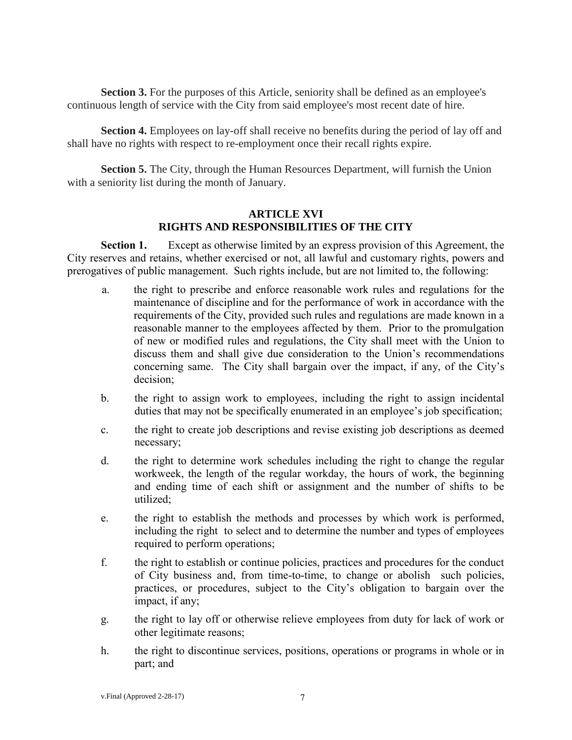**Section 3.** For the purposes of this Article, seniority shall be defined as an employee's continuous length of service with the City from said employee's most recent date of hire.

**Section 4.** Employees on lay-off shall receive no benefits during the period of lay off and shall have no rights with respect to re-employment once their recall rights expire.

**Section 5.** The City, through the Human Resources Department, will furnish the Union with a seniority list during the month of January.

## ARTICLE XVI
## RIGHTS AND RESPONSIBILITIES OF THE CITY

**Section 1.** Except as otherwise limited by an express provision of this Agreement, the City reserves and retains, whether exercised or not, all lawful and customary rights, powers and prerogatives of public management. Such rights include, but are not limited to, the following:

a. the right to prescribe and enforce reasonable work rules and regulations for the maintenance of discipline and for the performance of work in accordance with the requirements of the City, provided such rules and regulations are made known in a reasonable manner to the employees affected by them. Prior to the promulgation of new or modified rules and regulations, the City shall meet with the Union to discuss them and shall give due consideration to the Union's recommendations concerning same. The City shall bargain over the impact, if any, of the City's decision;

b. the right to assign work to employees, including the right to assign incidental duties that may not be specifically enumerated in an employee's job specification;

c. the right to create job descriptions and revise existing job descriptions as deemed necessary;

d. the right to determine work schedules including the right to change the regular workweek, the length of the regular workday, the hours of work, the beginning and ending time of each shift or assignment and the number of shifts to be utilized;

e. the right to establish the methods and processes by which work is performed, including the right to select and to determine the number and types of employees required to perform operations;

f. the right to establish or continue policies, practices and procedures for the conduct of City business and, from time-to-time, to change or abolish such policies, practices, or procedures, subject to the City's obligation to bargain over the impact, if any;

g. the right to lay off or otherwise relieve employees from duty for lack of work or other legitimate reasons;

h. the right to discontinue services, positions, operations or programs in whole or in part; and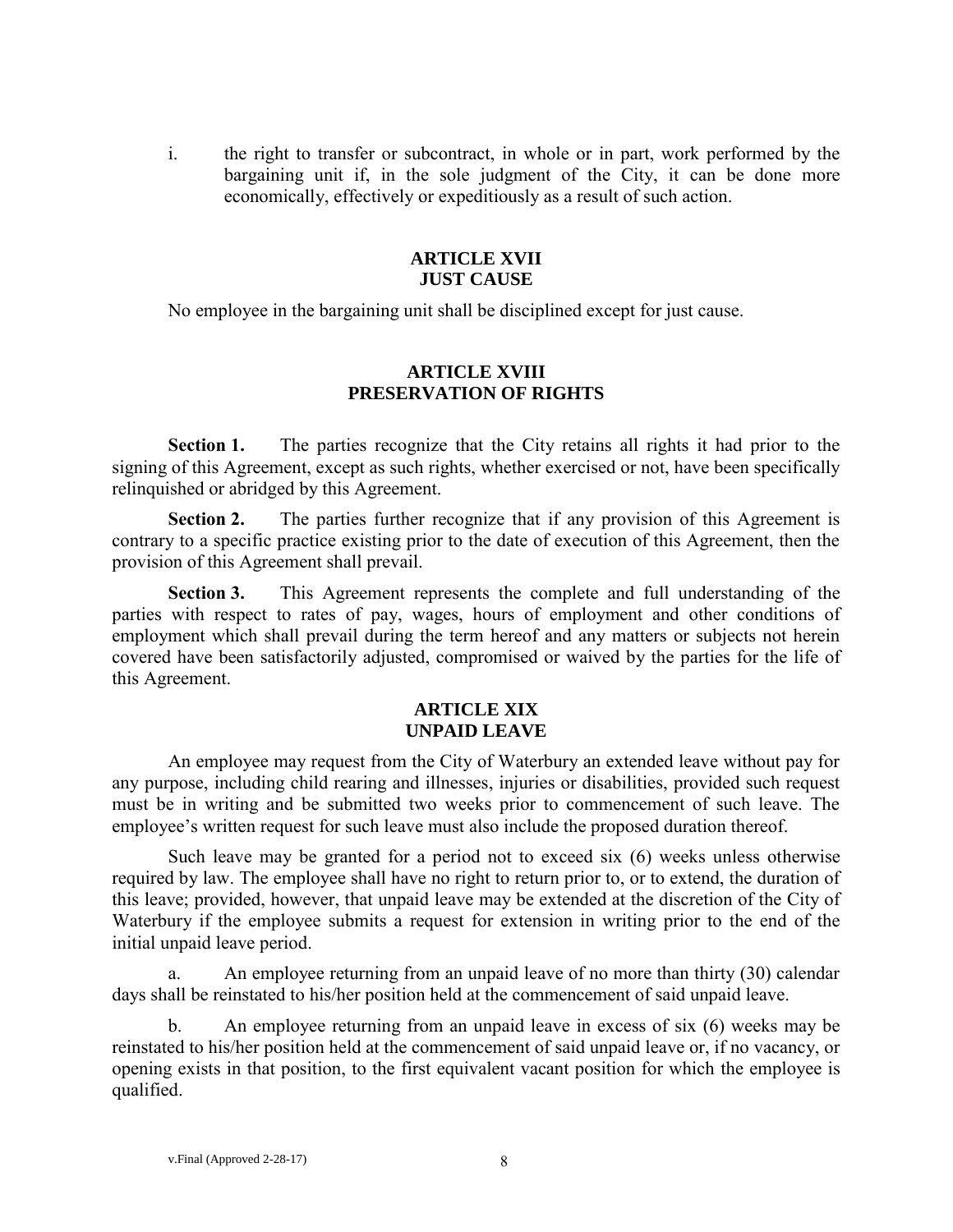i. the right to transfer or subcontract, in whole or in part, work performed by the bargaining unit if, in the sole judgment of the City, it can be done more economically, effectively or expeditiously as a result of such action.

## ARTICLE XVII
## JUST CAUSE

No employee in the bargaining unit shall be disciplined except for just cause.

## ARTICLE XVIII
## PRESERVATION OF RIGHTS

**Section 1.** The parties recognize that the City retains all rights it had prior to the signing of this Agreement, except as such rights, whether exercised or not, have been specifically relinquished or abridged by this Agreement.

**Section 2.** The parties further recognize that if any provision of this Agreement is contrary to a specific practice existing prior to the date of execution of this Agreement, then the provision of this Agreement shall prevail.

**Section 3.** This Agreement represents the complete and full understanding of the parties with respect to rates of pay, wages, hours of employment and other conditions of employment which shall prevail during the term hereof and any matters or subjects not herein covered have been satisfactorily adjusted, compromised or waived by the parties for the life of this Agreement.

## ARTICLE XIX
## UNPAID LEAVE

An employee may request from the City of Waterbury an extended leave without pay for any purpose, including child rearing and illnesses, injuries or disabilities, provided such request must be in writing and be submitted two weeks prior to commencement of such leave. The employee's written request for such leave must also include the proposed duration thereof.

Such leave may be granted for a period not to exceed six (6) weeks unless otherwise required by law. The employee shall have no right to return prior to, or to extend, the duration of this leave; provided, however, that unpaid leave may be extended at the discretion of the City of Waterbury if the employee submits a request for extension in writing prior to the end of the initial unpaid leave period.

a. An employee returning from an unpaid leave of no more than thirty (30) calendar days shall be reinstated to his/her position held at the commencement of said unpaid leave.

b. An employee returning from an unpaid leave in excess of six (6) weeks may be reinstated to his/her position held at the commencement of said unpaid leave or, if no vacancy, or opening exists in that position, to the first equivalent vacant position for which the employee is qualified.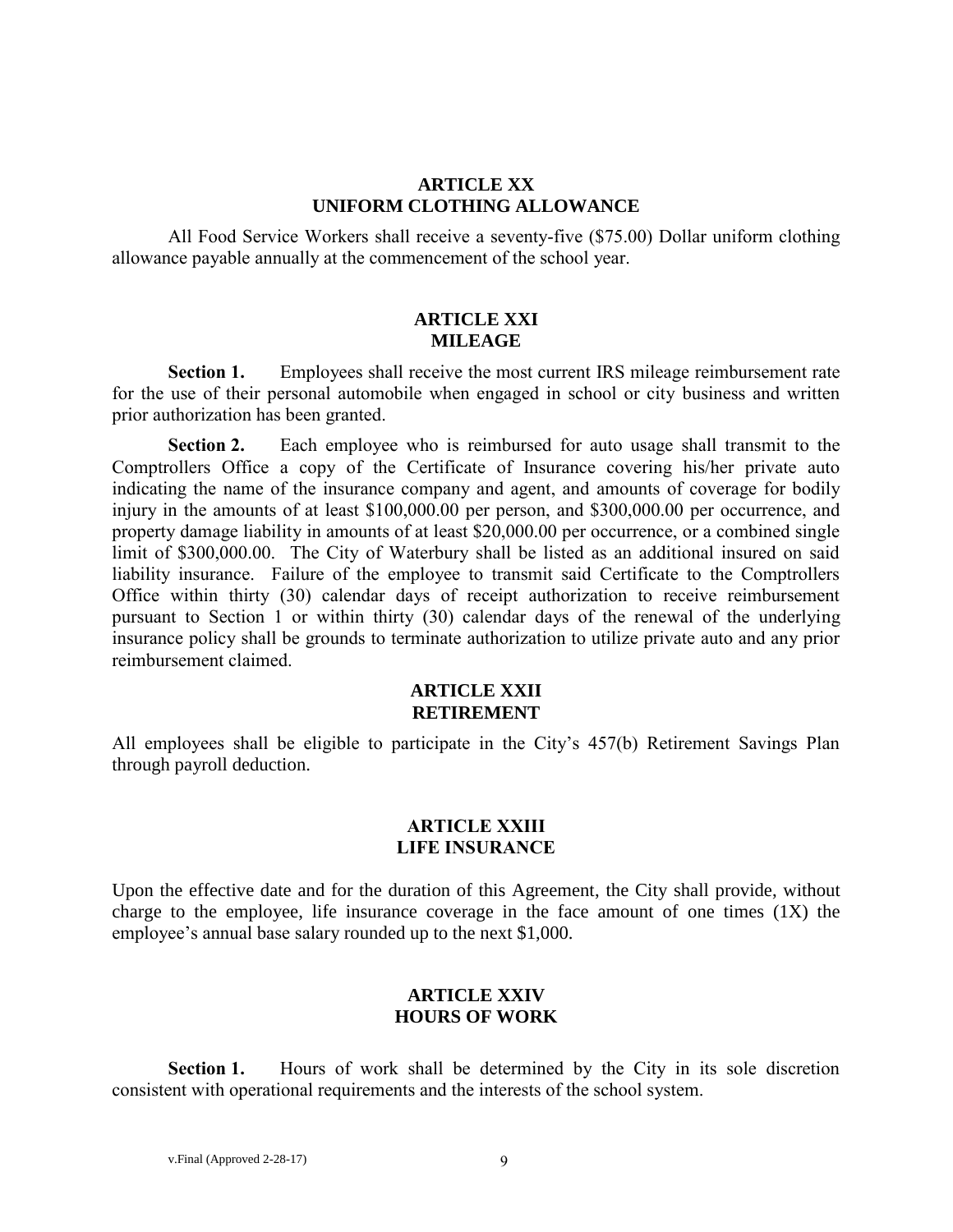## ARTICLE XX
## UNIFORM CLOTHING ALLOWANCE

All Food Service Workers shall receive a seventy-five ($75.00) Dollar uniform clothing allowance payable annually at the commencement of the school year.

## ARTICLE XXI
## MILEAGE

**Section 1.** Employees shall receive the most current IRS mileage reimbursement rate for the use of their personal automobile when engaged in school or city business and written prior authorization has been granted.

**Section 2.** Each employee who is reimbursed for auto usage shall transmit to the Comptrollers Office a copy of the Certificate of Insurance covering his/her private auto indicating the name of the insurance company and agent, and amounts of coverage for bodily injury in the amounts of at least $100,000.00 per person, and $300,000.00 per occurrence, and property damage liability in amounts of at least $20,000.00 per occurrence, or a combined single limit of $300,000.00. The City of Waterbury shall be listed as an additional insured on said liability insurance. Failure of the employee to transmit said Certificate to the Comptrollers Office within thirty (30) calendar days of receipt authorization to receive reimbursement pursuant to Section 1 or within thirty (30) calendar days of the renewal of the underlying insurance policy shall be grounds to terminate authorization to utilize private auto and any prior reimbursement claimed.

## ARTICLE XXII
## RETIREMENT

All employees shall be eligible to participate in the City's 457(b) Retirement Savings Plan through payroll deduction.

## ARTICLE XXIII
## LIFE INSURANCE

Upon the effective date and for the duration of this Agreement, the City shall provide, without charge to the employee, life insurance coverage in the face amount of one times (1X) the employee's annual base salary rounded up to the next $1,000.

## ARTICLE XXIV
## HOURS OF WORK

**Section 1.** Hours of work shall be determined by the City in its sole discretion consistent with operational requirements and the interests of the school system.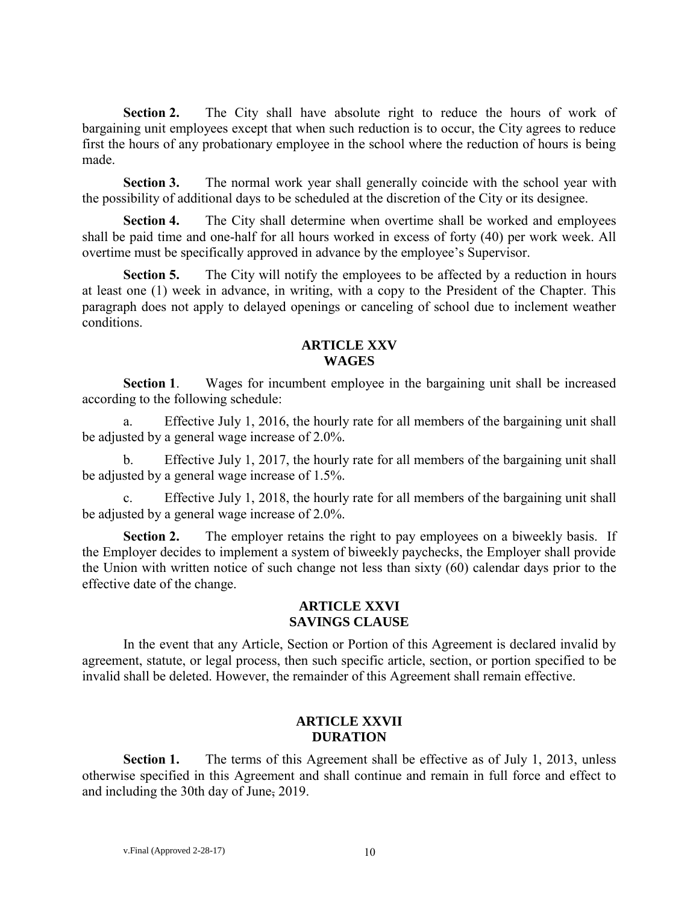**Section 2.** The City shall have absolute right to reduce the hours of work of bargaining unit employees except that when such reduction is to occur, the City agrees to reduce first the hours of any probationary employee in the school where the reduction of hours is being made.

**Section 3.** The normal work year shall generally coincide with the school year with the possibility of additional days to be scheduled at the discretion of the City or its designee.

**Section 4.** The City shall determine when overtime shall be worked and employees shall be paid time and one-half for all hours worked in excess of forty (40) per work week. All overtime must be specifically approved in advance by the employee's Supervisor.

**Section 5.** The City will notify the employees to be affected by a reduction in hours at least one (1) week in advance, in writing, with a copy to the President of the Chapter. This paragraph does not apply to delayed openings or canceling of school due to inclement weather conditions.

## ARTICLE XXV
## WAGES

**Section 1**. Wages for incumbent employee in the bargaining unit shall be increased according to the following schedule:

a. Effective July 1, 2016, the hourly rate for all members of the bargaining unit shall be adjusted by a general wage increase of 2.0%.

b. Effective July 1, 2017, the hourly rate for all members of the bargaining unit shall be adjusted by a general wage increase of 1.5%.

c. Effective July 1, 2018, the hourly rate for all members of the bargaining unit shall be adjusted by a general wage increase of 2.0%.

**Section 2.** The employer retains the right to pay employees on a biweekly basis. If the Employer decides to implement a system of biweekly paychecks, the Employer shall provide the Union with written notice of such change not less than sixty (60) calendar days prior to the effective date of the change.

## ARTICLE XXVI
## SAVINGS CLAUSE

In the event that any Article, Section or Portion of this Agreement is declared invalid by agreement, statute, or legal process, then such specific article, section, or portion specified to be invalid shall be deleted. However, the remainder of this Agreement shall remain effective.

## ARTICLE XXVII
## DURATION

**Section 1.** The terms of this Agreement shall be effective as of July 1, 2013, unless otherwise specified in this Agreement and shall continue and remain in full force and effect to and including the 30th day of June, 2019.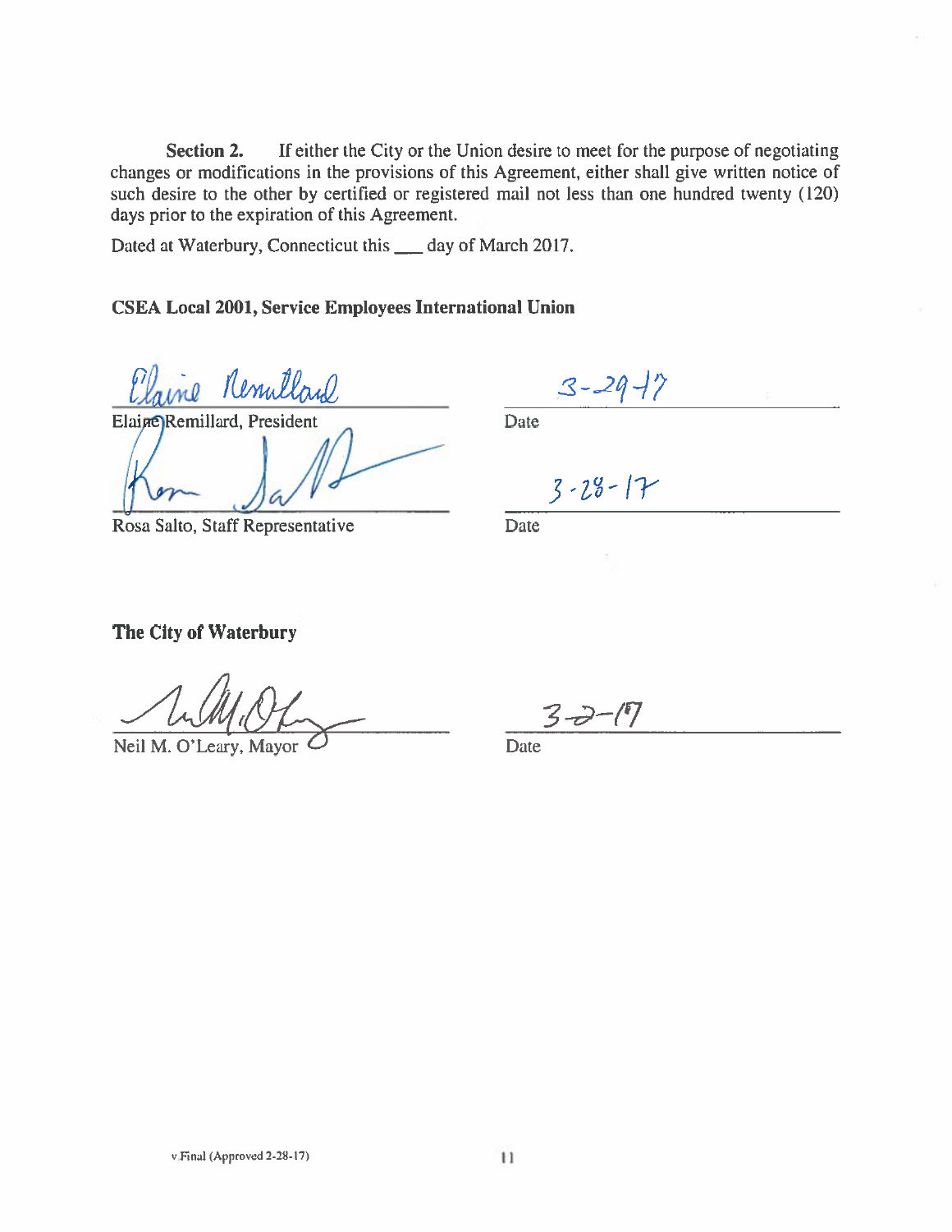**Section 2.** If either the City or the Union desire to meet for the purpose of negotiating changes or modifications in the provisions of this Agreement, either shall give written notice of such desire to the other by certified or registered mail not less than one hundred twenty (120) days prior to the expiration of this Agreement.

Dated at Waterbury, Connecticut this ___ day of March 2017.

**CSEA Local 2001, Service Employees International Union**

Elaine Remillard
Elaine Remillard, President

3-29-17
Date

Rosa Salto
Rosa Salto, Staff Representative

3-28-17
Date

**The City of Waterbury**

Neil M. O'Leary
Neil M. O'Leary, Mayor

3-2-17
Date

v Final (Approved 2-28-17)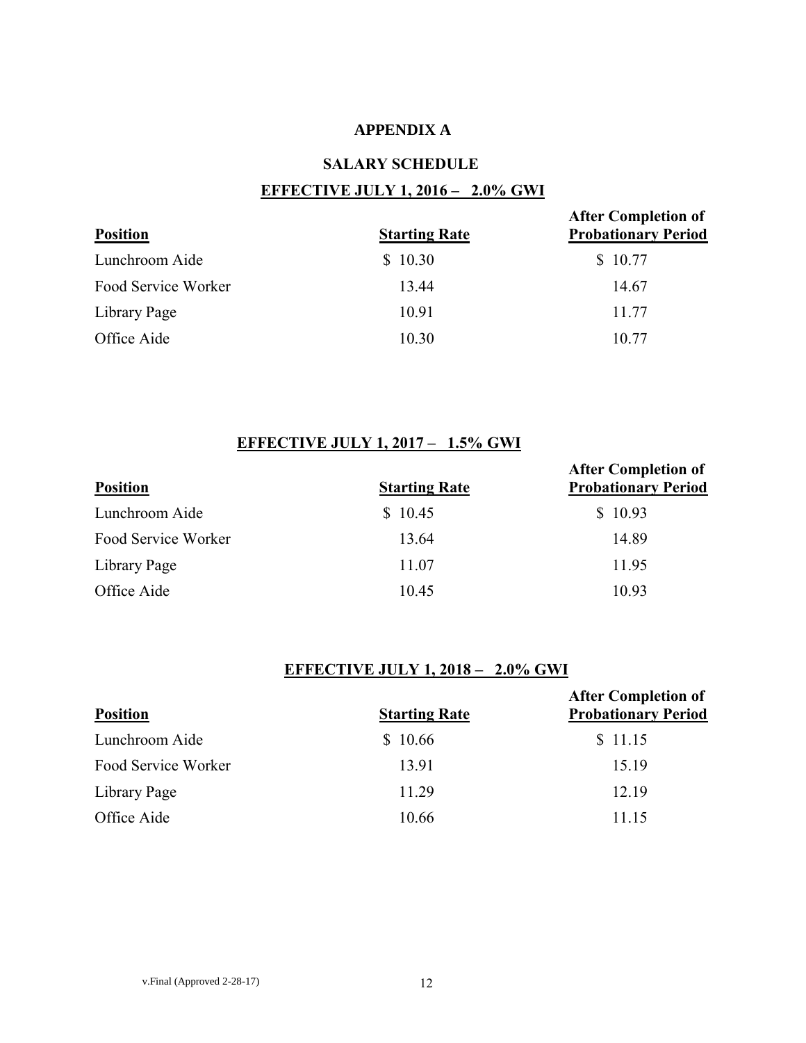# APPENDIX A

## SALARY SCHEDULE

### EFFECTIVE JULY 1, 2016 – 2.0% GWI

| Position | Starting Rate | After Completion of Probationary Period |
|---|---|---|
| Lunchroom Aide | $ 10.30 | $ 10.77 |
| Food Service Worker | 13.44 | 14.67 |
| Library Page | 10.91 | 11.77 |
| Office Aide | 10.30 | 10.77 |

### EFFECTIVE JULY 1, 2017 – 1.5% GWI

| Position | Starting Rate | After Completion of Probationary Period |
|---|---|---|
| Lunchroom Aide | $ 10.45 | $ 10.93 |
| Food Service Worker | 13.64 | 14.89 |
| Library Page | 11.07 | 11.95 |
| Office Aide | 10.45 | 10.93 |

### EFFECTIVE JULY 1, 2018 – 2.0% GWI

| Position | Starting Rate | After Completion of Probationary Period |
|---|---|---|
| Lunchroom Aide | $ 10.66 | $ 11.15 |
| Food Service Worker | 13.91 | 15.19 |
| Library Page | 11.29 | 12.19 |
| Office Aide | 10.66 | 11.15 |